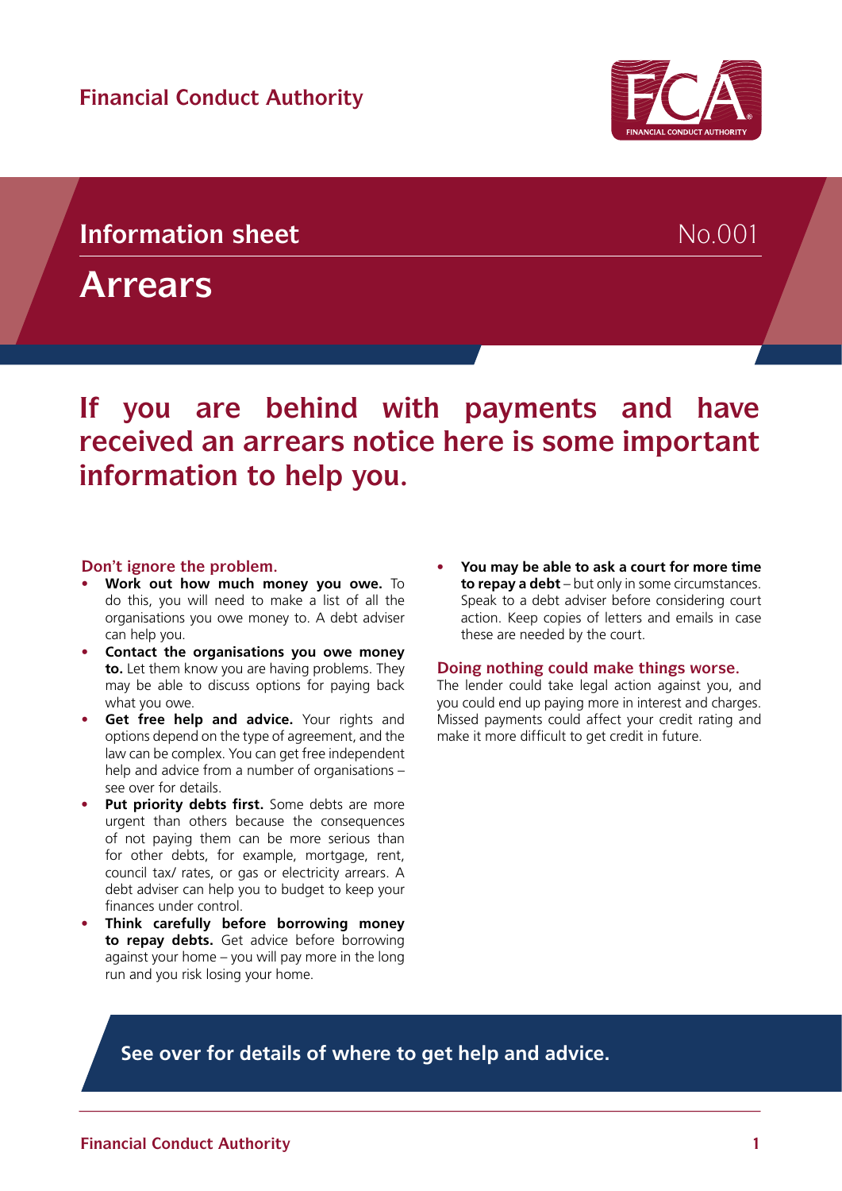Financial Conduct Authority

## Information sheet No.001

# Arrears

## If you are behind with payments and have received an arrears notice here is some important information to help you.

### Don't ignore the problem.

- **Work out how much money you owe.** To do this, you will need to make a list of all the organisations you owe money to. A debt adviser can help you.
- **Contact the organisations you owe money to.** Let them know you are having problems. They may be able to discuss options for paying back what you owe.
- **Get free help and advice.** Your rights and options depend on the type of agreement, and the law can be complex. You can get free independent help and advice from a number of organisations – see over for details.
- **Put priority debts first.** Some debts are more urgent than others because the consequences of not paying them can be more serious than for other debts, for example, mortgage, rent, council tax/ rates, or gas or electricity arrears. A debt adviser can help you to budget to keep your finances under control.
- **Think carefully before borrowing money to repay debts.** Get advice before borrowing against your home – you will pay more in the long run and you risk losing your home.
- **You may be able to ask a court for more time to repay a debt** – but only in some circumstances. Speak to a debt adviser before considering court action. Keep copies of letters and emails in case these are needed by the court.

### Doing nothing could make things worse.

The lender could take legal action against you, and you could end up paying more in interest and charges. Missed payments could affect your credit rating and make it more difficult to get credit in future.

**See over for details of where to get help and advice.**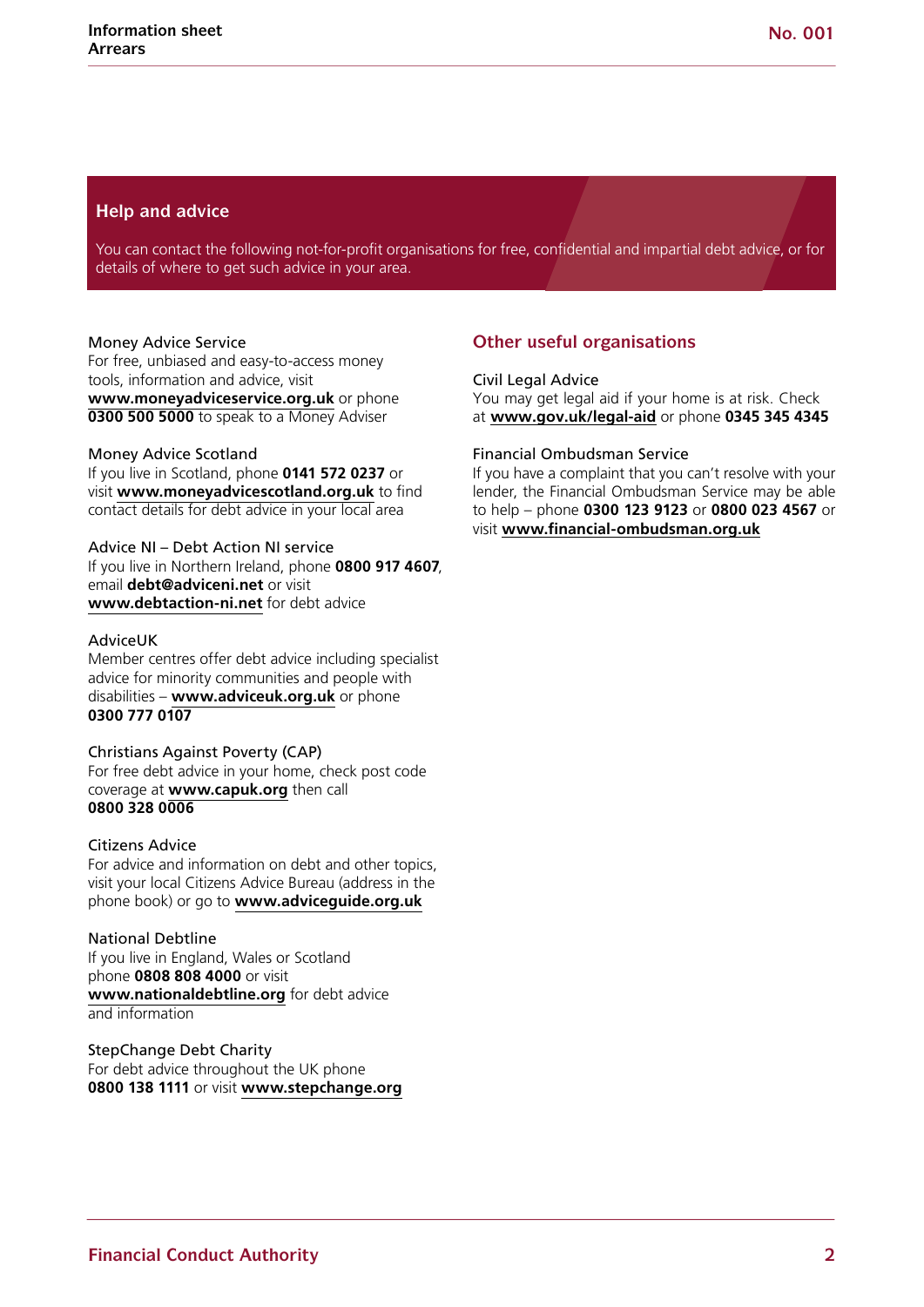## Help and advice

You can contact the following not-for-profit organisations for free, confidential and impartial debt advice, or for details of where to get such advice in your area.

Money Advice Service
For free, unbiased and easy-to-access money tools, information and advice, visit **www.moneyadviceservice.org.uk** or phone **0300 500 5000** to speak to a Money Adviser

Money Advice Scotland
If you live in Scotland, phone **0141 572 0237** or visit **www.moneyadvicescotland.org.uk** to find contact details for debt advice in your local area

Advice NI – Debt Action NI service
If you live in Northern Ireland, phone **0800 917 4607**, email **debt@adviceni.net** or visit **www.debtaction-ni.net** for debt advice

AdviceUK
Member centres offer debt advice including specialist advice for minority communities and people with disabilities – **www.adviceuk.org.uk** or phone **0300 777 0107**

Christians Against Poverty (CAP)
For free debt advice in your home, check post code coverage at **www.capuk.org** then call **0800 328 0006**

Citizens Advice
For advice and information on debt and other topics, visit your local Citizens Advice Bureau (address in the phone book) or go to **www.adviceguide.org.uk**

National Debtline
If you live in England, Wales or Scotland phone **0808 808 4000** or visit **www.nationaldebtline.org** for debt advice and information

StepChange Debt Charity
For debt advice throughout the UK phone **0800 138 1111** or visit **www.stepchange.org**

## Other useful organisations

Civil Legal Advice
You may get legal aid if your home is at risk. Check at **www.gov.uk/legal-aid** or phone **0345 345 4345**

Financial Ombudsman Service
If you have a complaint that you can't resolve with your lender, the Financial Ombudsman Service may be able to help – phone **0300 123 9123** or **0800 023 4567** or visit **www.financial-ombudsman.org.uk**